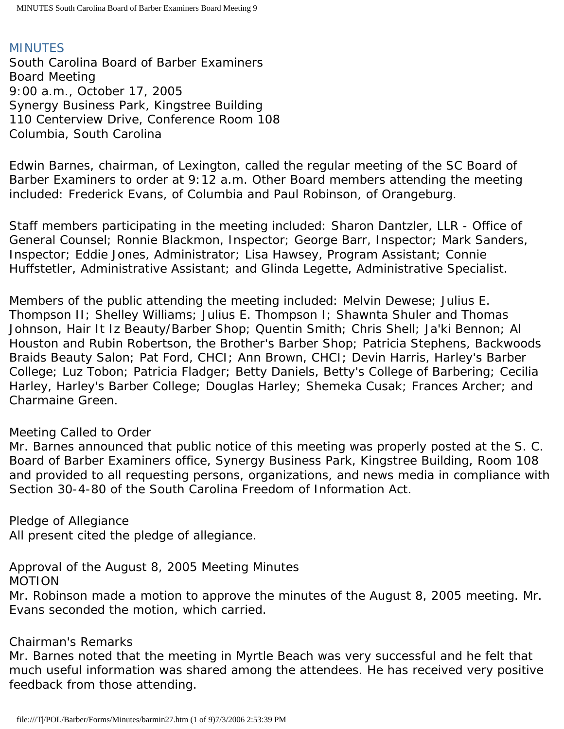# MINUTES

South Carolina Board of Barber Examiners
Board Meeting
9:00 a.m., October 17, 2005
Synergy Business Park, Kingstree Building
110 Centerview Drive, Conference Room 108
Columbia, South Carolina

Edwin Barnes, chairman, of Lexington, called the regular meeting of the SC Board of Barber Examiners to order at 9:12 a.m. Other Board members attending the meeting included: Frederick Evans, of Columbia and Paul Robinson, of Orangeburg.

Staff members participating in the meeting included: Sharon Dantzler, LLR - Office of General Counsel; Ronnie Blackmon, Inspector; George Barr, Inspector; Mark Sanders, Inspector; Eddie Jones, Administrator; Lisa Hawsey, Program Assistant; Connie Huffstetler, Administrative Assistant; and Glinda Legette, Administrative Specialist.

Members of the public attending the meeting included: Melvin Dewese; Julius E. Thompson II; Shelley Williams; Julius E. Thompson I; Shawnta Shuler and Thomas Johnson, Hair It Iz Beauty/Barber Shop; Quentin Smith; Chris Shell; Ja'ki Bennon; Al Houston and Rubin Robertson, the Brother's Barber Shop; Patricia Stephens, Backwoods Braids Beauty Salon; Pat Ford, CHCI; Ann Brown, CHCI; Devin Harris, Harley's Barber College; Luz Tobon; Patricia Fladger; Betty Daniels, Betty's College of Barbering; Cecilia Harley, Harley's Barber College; Douglas Harley; Shemeka Cusak; Frances Archer; and Charmaine Green.

Meeting Called to Order
Mr. Barnes announced that public notice of this meeting was properly posted at the S. C. Board of Barber Examiners office, Synergy Business Park, Kingstree Building, Room 108 and provided to all requesting persons, organizations, and news media in compliance with Section 30-4-80 of the South Carolina Freedom of Information Act.

Pledge of Allegiance
All present cited the pledge of allegiance.

Approval of the August 8, 2005 Meeting Minutes
MOTION
Mr. Robinson made a motion to approve the minutes of the August 8, 2005 meeting. Mr. Evans seconded the motion, which carried.

Chairman's Remarks
Mr. Barnes noted that the meeting in Myrtle Beach was very successful and he felt that much useful information was shared among the attendees. He has received very positive feedback from those attending.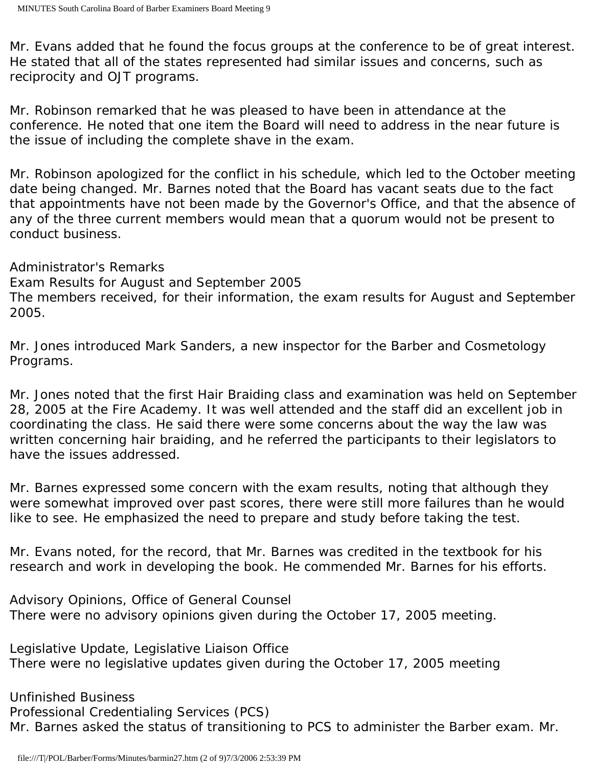Mr. Evans added that he found the focus groups at the conference to be of great interest. He stated that all of the states represented had similar issues and concerns, such as reciprocity and OJT programs.

Mr. Robinson remarked that he was pleased to have been in attendance at the conference. He noted that one item the Board will need to address in the near future is the issue of including the complete shave in the exam.

Mr. Robinson apologized for the conflict in his schedule, which led to the October meeting date being changed. Mr. Barnes noted that the Board has vacant seats due to the fact that appointments have not been made by the Governor's Office, and that the absence of any of the three current members would mean that a quorum would not be present to conduct business.

Administrator's Remarks
Exam Results for August and September 2005
The members received, for their information, the exam results for August and September 2005.

Mr. Jones introduced Mark Sanders, a new inspector for the Barber and Cosmetology Programs.

Mr. Jones noted that the first Hair Braiding class and examination was held on September 28, 2005 at the Fire Academy. It was well attended and the staff did an excellent job in coordinating the class. He said there were some concerns about the way the law was written concerning hair braiding, and he referred the participants to their legislators to have the issues addressed.

Mr. Barnes expressed some concern with the exam results, noting that although they were somewhat improved over past scores, there were still more failures than he would like to see. He emphasized the need to prepare and study before taking the test.

Mr. Evans noted, for the record, that Mr. Barnes was credited in the textbook for his research and work in developing the book. He commended Mr. Barnes for his efforts.

Advisory Opinions, Office of General Counsel
There were no advisory opinions given during the October 17, 2005 meeting.

Legislative Update, Legislative Liaison Office
There were no legislative updates given during the October 17, 2005 meeting

Unfinished Business
Professional Credentialing Services (PCS)
Mr. Barnes asked the status of transitioning to PCS to administer the Barber exam. Mr.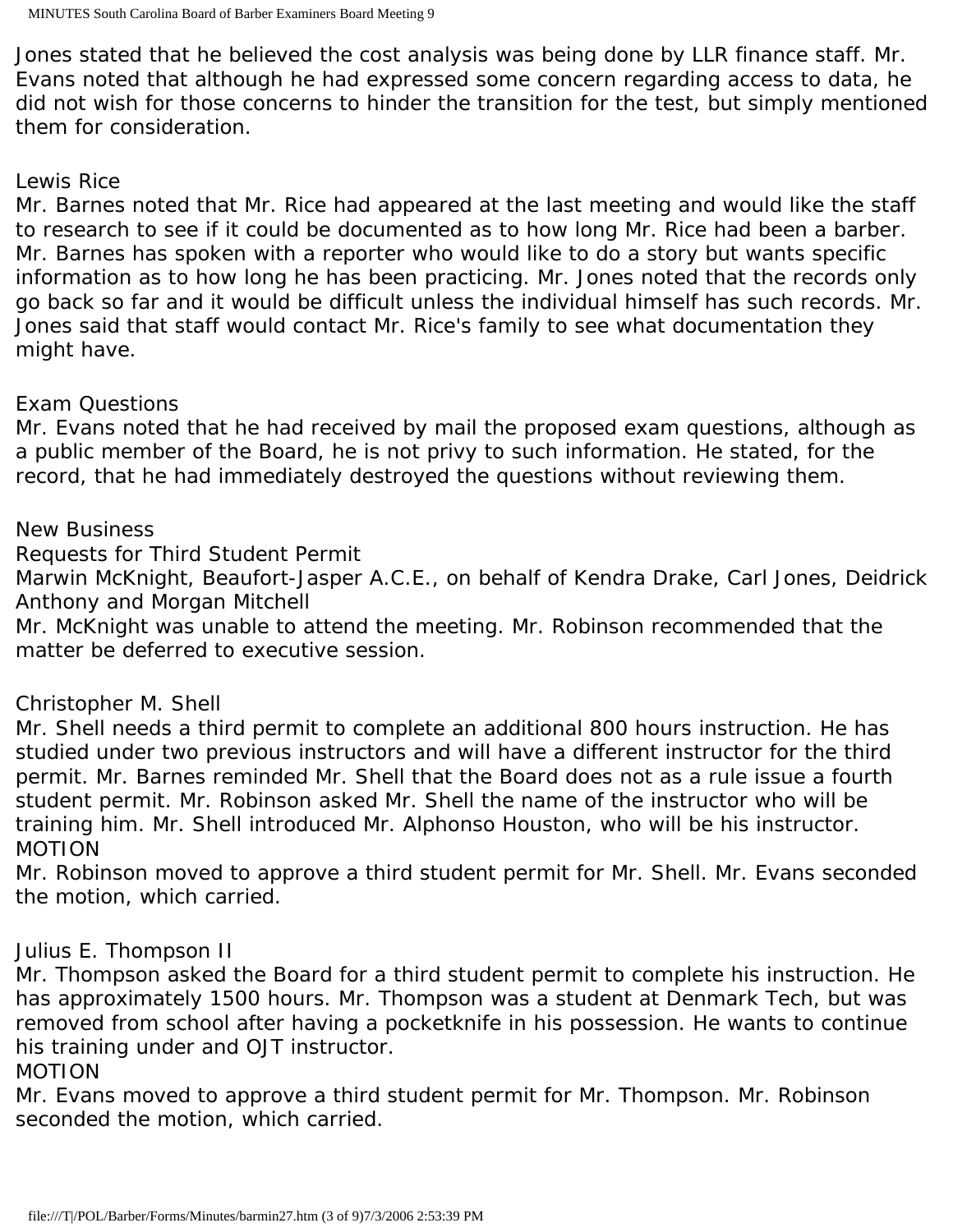Jones stated that he believed the cost analysis was being done by LLR finance staff. Mr. Evans noted that although he had expressed some concern regarding access to data, he did not wish for those concerns to hinder the transition for the test, but simply mentioned them for consideration.

Lewis Rice

Mr. Barnes noted that Mr. Rice had appeared at the last meeting and would like the staff to research to see if it could be documented as to how long Mr. Rice had been a barber. Mr. Barnes has spoken with a reporter who would like to do a story but wants specific information as to how long he has been practicing. Mr. Jones noted that the records only go back so far and it would be difficult unless the individual himself has such records. Mr. Jones said that staff would contact Mr. Rice's family to see what documentation they might have.

Exam Questions

Mr. Evans noted that he had received by mail the proposed exam questions, although as a public member of the Board, he is not privy to such information. He stated, for the record, that he had immediately destroyed the questions without reviewing them.

New Business

Requests for Third Student Permit

Marwin McKnight, Beaufort-Jasper A.C.E., on behalf of Kendra Drake, Carl Jones, Deidrick Anthony and Morgan Mitchell

Mr. McKnight was unable to attend the meeting. Mr. Robinson recommended that the matter be deferred to executive session.

Christopher M. Shell

Mr. Shell needs a third permit to complete an additional 800 hours instruction. He has studied under two previous instructors and will have a different instructor for the third permit. Mr. Barnes reminded Mr. Shell that the Board does not as a rule issue a fourth student permit. Mr. Robinson asked Mr. Shell the name of the instructor who will be training him. Mr. Shell introduced Mr. Alphonso Houston, who will be his instructor.

MOTION

Mr. Robinson moved to approve a third student permit for Mr. Shell. Mr. Evans seconded the motion, which carried.

Julius E. Thompson II

Mr. Thompson asked the Board for a third student permit to complete his instruction. He has approximately 1500 hours. Mr. Thompson was a student at Denmark Tech, but was removed from school after having a pocketknife in his possession. He wants to continue his training under and OJT instructor.

MOTION

Mr. Evans moved to approve a third student permit for Mr. Thompson. Mr. Robinson seconded the motion, which carried.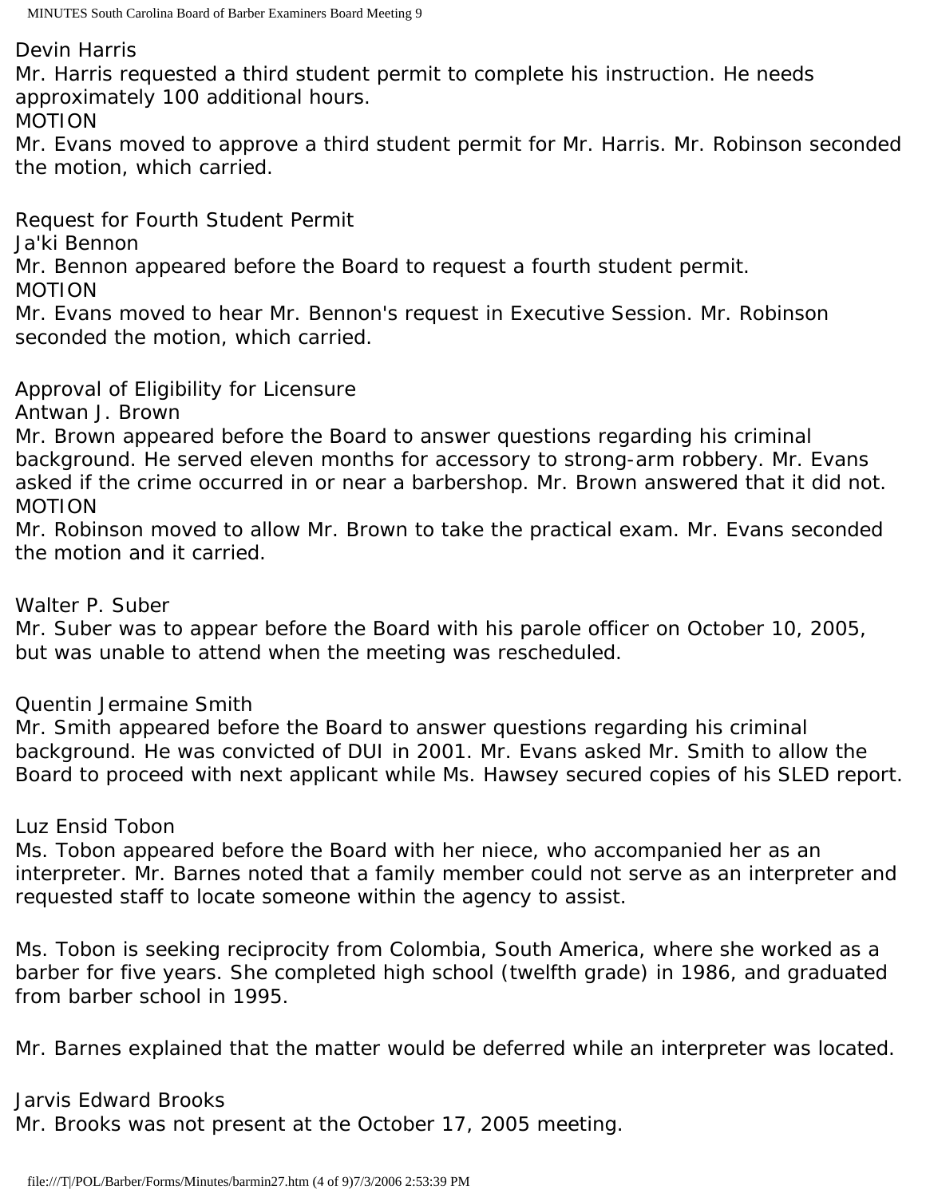Devin Harris

Mr. Harris requested a third student permit to complete his instruction. He needs approximately 100 additional hours.

MOTION

Mr. Evans moved to approve a third student permit for Mr. Harris. Mr. Robinson seconded the motion, which carried.

Request for Fourth Student Permit

Ja'ki Bennon

Mr. Bennon appeared before the Board to request a fourth student permit.

MOTION

Mr. Evans moved to hear Mr. Bennon's request in Executive Session. Mr. Robinson seconded the motion, which carried.

Approval of Eligibility for Licensure

Antwan J. Brown

Mr. Brown appeared before the Board to answer questions regarding his criminal background. He served eleven months for accessory to strong-arm robbery. Mr. Evans asked if the crime occurred in or near a barbershop. Mr. Brown answered that it did not.

MOTION

Mr. Robinson moved to allow Mr. Brown to take the practical exam. Mr. Evans seconded the motion and it carried.

Walter P. Suber

Mr. Suber was to appear before the Board with his parole officer on October 10, 2005, but was unable to attend when the meeting was rescheduled.

Quentin Jermaine Smith

Mr. Smith appeared before the Board to answer questions regarding his criminal background. He was convicted of DUI in 2001. Mr. Evans asked Mr. Smith to allow the Board to proceed with next applicant while Ms. Hawsey secured copies of his SLED report.

Luz Ensid Tobon

Ms. Tobon appeared before the Board with her niece, who accompanied her as an interpreter. Mr. Barnes noted that a family member could not serve as an interpreter and requested staff to locate someone within the agency to assist.

Ms. Tobon is seeking reciprocity from Colombia, South America, where she worked as a barber for five years. She completed high school (twelfth grade) in 1986, and graduated from barber school in 1995.

Mr. Barnes explained that the matter would be deferred while an interpreter was located.

Jarvis Edward Brooks

Mr. Brooks was not present at the October 17, 2005 meeting.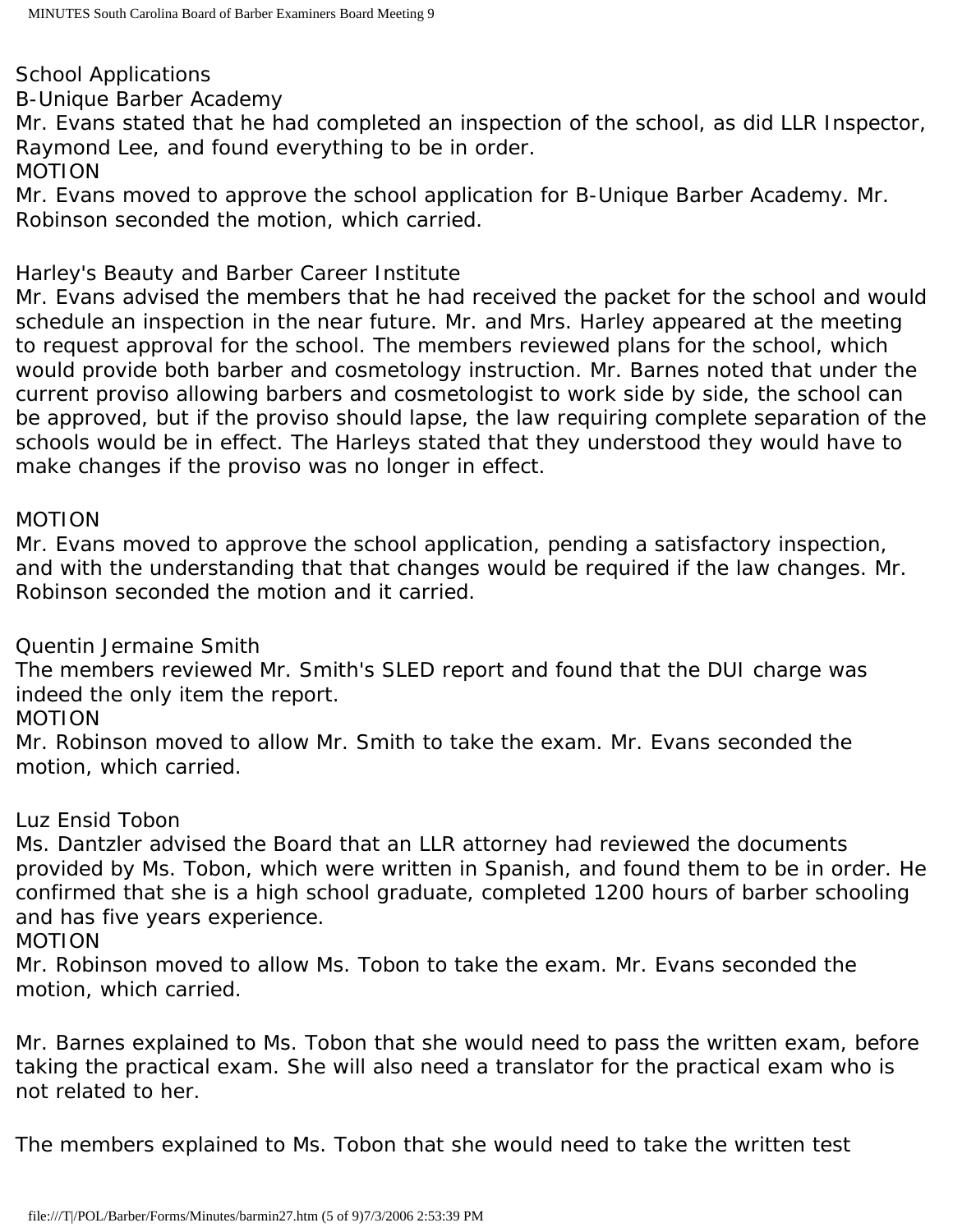School Applications

B-Unique Barber Academy

Mr. Evans stated that he had completed an inspection of the school, as did LLR Inspector, Raymond Lee, and found everything to be in order.

MOTION

Mr. Evans moved to approve the school application for B-Unique Barber Academy. Mr. Robinson seconded the motion, which carried.

Harley's Beauty and Barber Career Institute

Mr. Evans advised the members that he had received the packet for the school and would schedule an inspection in the near future. Mr. and Mrs. Harley appeared at the meeting to request approval for the school. The members reviewed plans for the school, which would provide both barber and cosmetology instruction. Mr. Barnes noted that under the current proviso allowing barbers and cosmetologist to work side by side, the school can be approved, but if the proviso should lapse, the law requiring complete separation of the schools would be in effect. The Harleys stated that they understood they would have to make changes if the proviso was no longer in effect.

MOTION

Mr. Evans moved to approve the school application, pending a satisfactory inspection, and with the understanding that that changes would be required if the law changes. Mr. Robinson seconded the motion and it carried.

Quentin Jermaine Smith

The members reviewed Mr. Smith's SLED report and found that the DUI charge was indeed the only item the report.

MOTION

Mr. Robinson moved to allow Mr. Smith to take the exam. Mr. Evans seconded the motion, which carried.

Luz Ensid Tobon

Ms. Dantzler advised the Board that an LLR attorney had reviewed the documents provided by Ms. Tobon, which were written in Spanish, and found them to be in order. He confirmed that she is a high school graduate, completed 1200 hours of barber schooling and has five years experience.

MOTION

Mr. Robinson moved to allow Ms. Tobon to take the exam. Mr. Evans seconded the motion, which carried.

Mr. Barnes explained to Ms. Tobon that she would need to pass the written exam, before taking the practical exam. She will also need a translator for the practical exam who is not related to her.

The members explained to Ms. Tobon that she would need to take the written test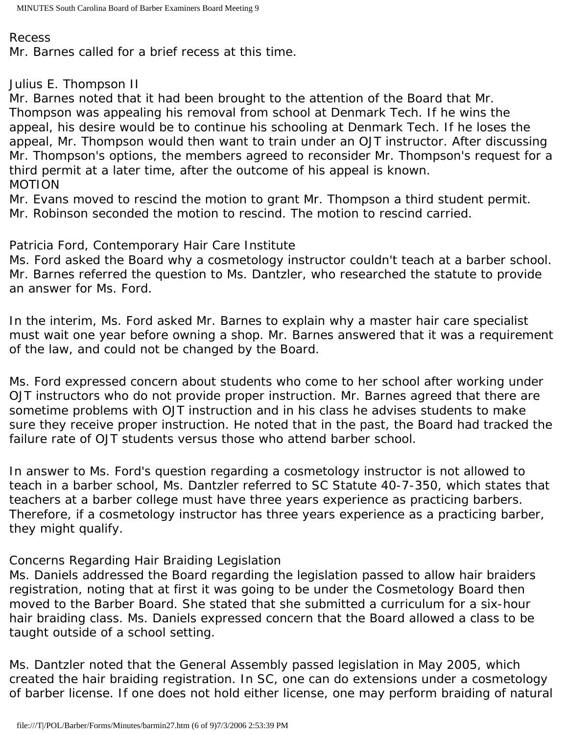Recess

Mr. Barnes called for a brief recess at this time.

Julius E. Thompson II

Mr. Barnes noted that it had been brought to the attention of the Board that Mr. Thompson was appealing his removal from school at Denmark Tech. If he wins the appeal, his desire would be to continue his schooling at Denmark Tech. If he loses the appeal, Mr. Thompson would then want to train under an OJT instructor. After discussing Mr. Thompson's options, the members agreed to reconsider Mr. Thompson's request for a third permit at a later time, after the outcome of his appeal is known.

MOTION

Mr. Evans moved to rescind the motion to grant Mr. Thompson a third student permit. Mr. Robinson seconded the motion to rescind. The motion to rescind carried.

Patricia Ford, Contemporary Hair Care Institute

Ms. Ford asked the Board why a cosmetology instructor couldn't teach at a barber school. Mr. Barnes referred the question to Ms. Dantzler, who researched the statute to provide an answer for Ms. Ford.

In the interim, Ms. Ford asked Mr. Barnes to explain why a master hair care specialist must wait one year before owning a shop. Mr. Barnes answered that it was a requirement of the law, and could not be changed by the Board.

Ms. Ford expressed concern about students who come to her school after working under OJT instructors who do not provide proper instruction. Mr. Barnes agreed that there are sometime problems with OJT instruction and in his class he advises students to make sure they receive proper instruction. He noted that in the past, the Board had tracked the failure rate of OJT students versus those who attend barber school.

In answer to Ms. Ford's question regarding a cosmetology instructor is not allowed to teach in a barber school, Ms. Dantzler referred to SC Statute 40-7-350, which states that teachers at a barber college must have three years experience as practicing barbers. Therefore, if a cosmetology instructor has three years experience as a practicing barber, they might qualify.

Concerns Regarding Hair Braiding Legislation

Ms. Daniels addressed the Board regarding the legislation passed to allow hair braiders registration, noting that at first it was going to be under the Cosmetology Board then moved to the Barber Board. She stated that she submitted a curriculum for a six-hour hair braiding class. Ms. Daniels expressed concern that the Board allowed a class to be taught outside of a school setting.

Ms. Dantzler noted that the General Assembly passed legislation in May 2005, which created the hair braiding registration. In SC, one can do extensions under a cosmetology of barber license. If one does not hold either license, one may perform braiding of natural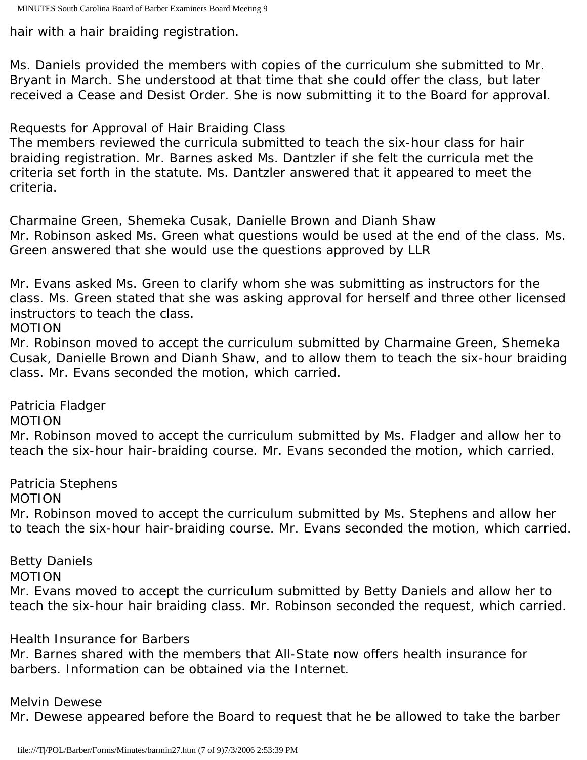hair with a hair braiding registration.

Ms. Daniels provided the members with copies of the curriculum she submitted to Mr. Bryant in March. She understood at that time that she could offer the class, but later received a Cease and Desist Order. She is now submitting it to the Board for approval.

Requests for Approval of Hair Braiding Class

The members reviewed the curricula submitted to teach the six-hour class for hair braiding registration. Mr. Barnes asked Ms. Dantzler if she felt the curricula met the criteria set forth in the statute. Ms. Dantzler answered that it appeared to meet the criteria.

Charmaine Green, Shemeka Cusak, Danielle Brown and Dianh Shaw

Mr. Robinson asked Ms. Green what questions would be used at the end of the class. Ms. Green answered that she would use the questions approved by LLR

Mr. Evans asked Ms. Green to clarify whom she was submitting as instructors for the class. Ms. Green stated that she was asking approval for herself and three other licensed instructors to teach the class.

MOTION

Mr. Robinson moved to accept the curriculum submitted by Charmaine Green, Shemeka Cusak, Danielle Brown and Dianh Shaw, and to allow them to teach the six-hour braiding class. Mr. Evans seconded the motion, which carried.

Patricia Fladger

MOTION

Mr. Robinson moved to accept the curriculum submitted by Ms. Fladger and allow her to teach the six-hour hair-braiding course. Mr. Evans seconded the motion, which carried.

Patricia Stephens

MOTION

Mr. Robinson moved to accept the curriculum submitted by Ms. Stephens and allow her to teach the six-hour hair-braiding course. Mr. Evans seconded the motion, which carried.

Betty Daniels

MOTION

Mr. Evans moved to accept the curriculum submitted by Betty Daniels and allow her to teach the six-hour hair braiding class. Mr. Robinson seconded the request, which carried.

Health Insurance for Barbers

Mr. Barnes shared with the members that All-State now offers health insurance for barbers. Information can be obtained via the Internet.

Melvin Dewese

Mr. Dewese appeared before the Board to request that he be allowed to take the barber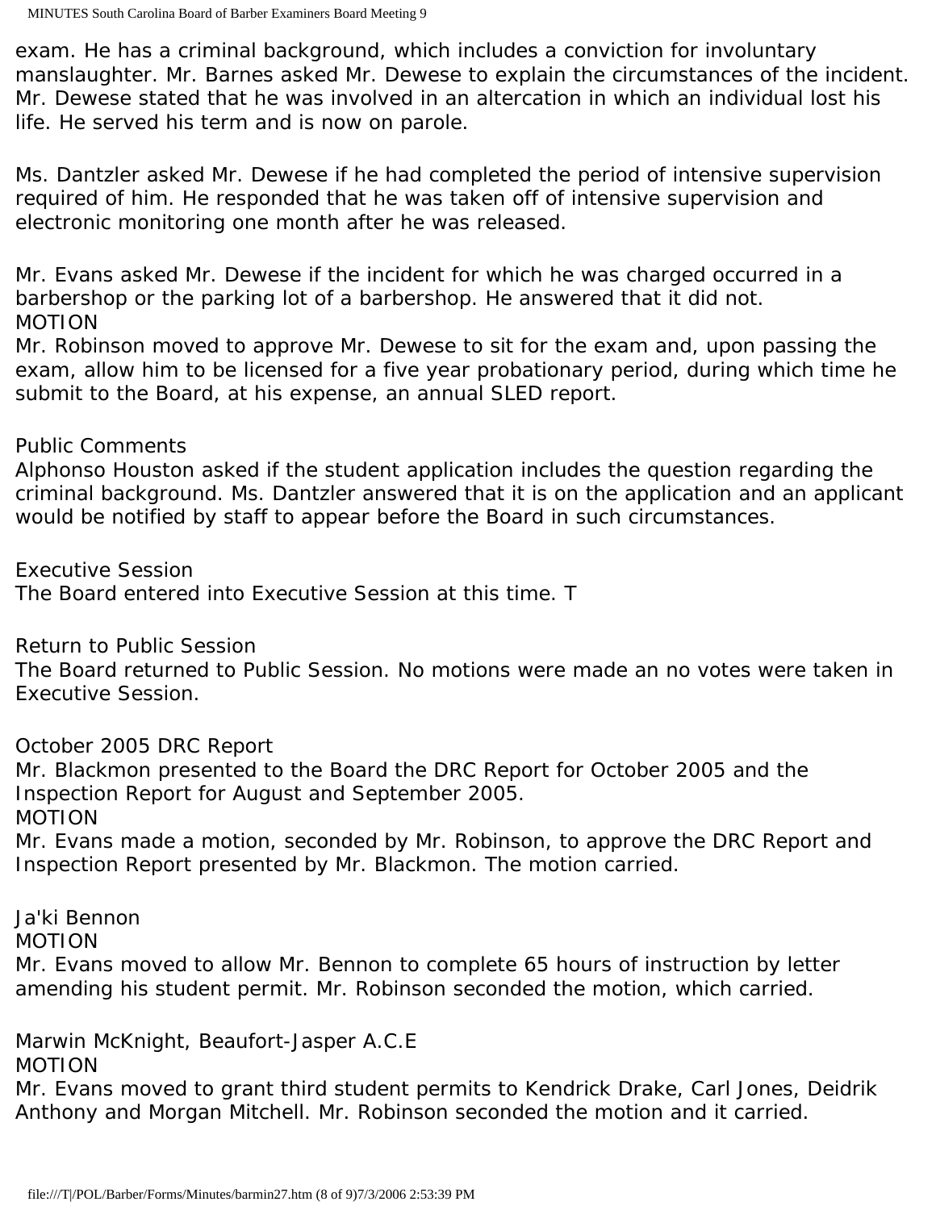exam. He has a criminal background, which includes a conviction for involuntary manslaughter. Mr. Barnes asked Mr. Dewese to explain the circumstances of the incident. Mr. Dewese stated that he was involved in an altercation in which an individual lost his life. He served his term and is now on parole.

Ms. Dantzler asked Mr. Dewese if he had completed the period of intensive supervision required of him. He responded that he was taken off of intensive supervision and electronic monitoring one month after he was released.

Mr. Evans asked Mr. Dewese if the incident for which he was charged occurred in a barbershop or the parking lot of a barbershop. He answered that it did not.

MOTION

Mr. Robinson moved to approve Mr. Dewese to sit for the exam and, upon passing the exam, allow him to be licensed for a five year probationary period, during which time he submit to the Board, at his expense, an annual SLED report.

Public Comments

Alphonso Houston asked if the student application includes the question regarding the criminal background. Ms. Dantzler answered that it is on the application and an applicant would be notified by staff to appear before the Board in such circumstances.

Executive Session

The Board entered into Executive Session at this time. T

Return to Public Session

The Board returned to Public Session. No motions were made an no votes were taken in Executive Session.

October 2005 DRC Report

Mr. Blackmon presented to the Board the DRC Report for October 2005 and the Inspection Report for August and September 2005.

MOTION

Mr. Evans made a motion, seconded by Mr. Robinson, to approve the DRC Report and Inspection Report presented by Mr. Blackmon. The motion carried.

Ja'ki Bennon

MOTION

Mr. Evans moved to allow Mr. Bennon to complete 65 hours of instruction by letter amending his student permit. Mr. Robinson seconded the motion, which carried.

Marwin McKnight, Beaufort-Jasper A.C.E

MOTION

Mr. Evans moved to grant third student permits to Kendrick Drake, Carl Jones, Deidrik Anthony and Morgan Mitchell. Mr. Robinson seconded the motion and it carried.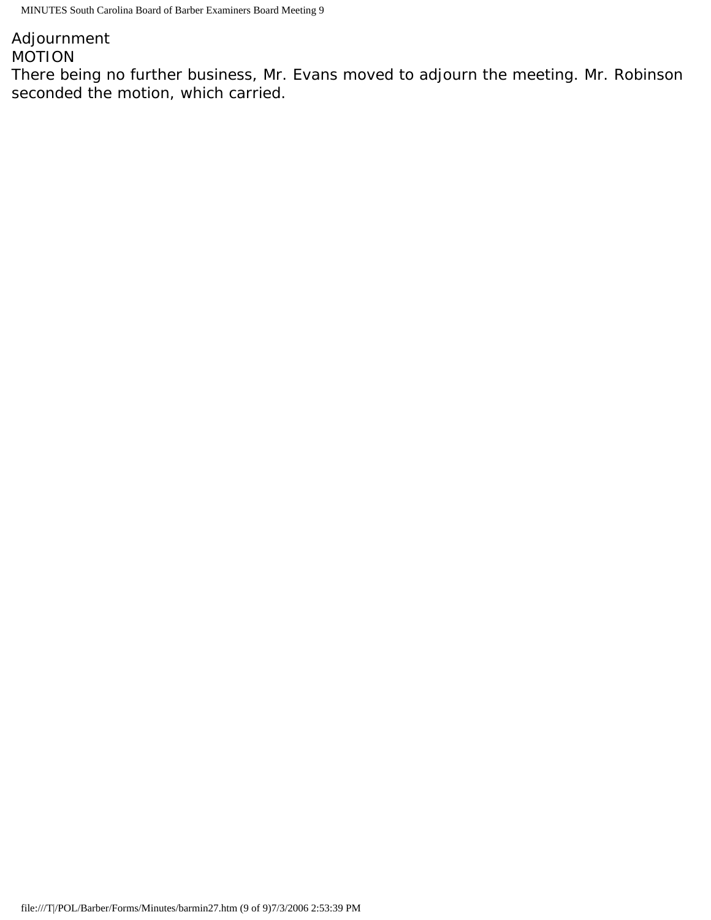Adjournment

MOTION

There being no further business, Mr. Evans moved to adjourn the meeting. Mr. Robinson seconded the motion, which carried.